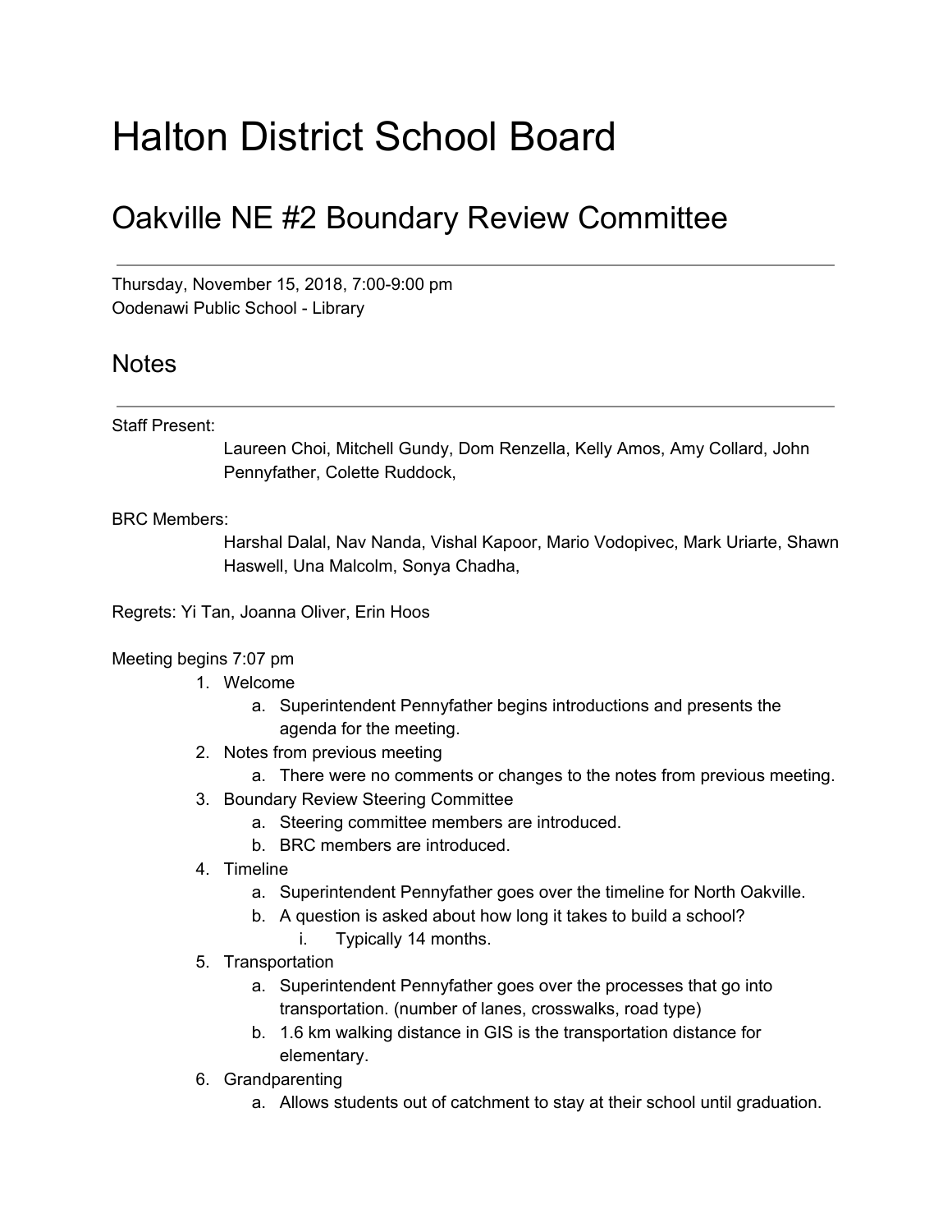# Halton District School Board

## Oakville NE #2 Boundary Review Committee

---

Thursday, November 15, 2018, 7:00-9:00 pm
Oodenawi Public School - Library

## Notes

---

Staff Present:

Laureen Choi, Mitchell Gundy, Dom Renzella, Kelly Amos, Amy Collard, John Pennyfather, Colette Ruddock,

BRC Members:

Harshal Dalal, Nav Nanda, Vishal Kapoor, Mario Vodopivec, Mark Uriarte, Shawn Haswell, Una Malcolm, Sonya Chadha,

Regrets: Yi Tan, Joanna Oliver, Erin Hoos

Meeting begins 7:07 pm

1. Welcome
    a. Superintendent Pennyfather begins introductions and presents the agenda for the meeting.
2. Notes from previous meeting
    a. There were no comments or changes to the notes from previous meeting.
3. Boundary Review Steering Committee
    a. Steering committee members are introduced.
    b. BRC members are introduced.
4. Timeline
    a. Superintendent Pennyfather goes over the timeline for North Oakville.
    b. A question is asked about how long it takes to build a school?
        i. Typically 14 months.
5. Transportation
    a. Superintendent Pennyfather goes over the processes that go into transportation. (number of lanes, crosswalks, road type)
    b. 1.6 km walking distance in GIS is the transportation distance for elementary.
6. Grandparenting
    a. Allows students out of catchment to stay at their school until graduation.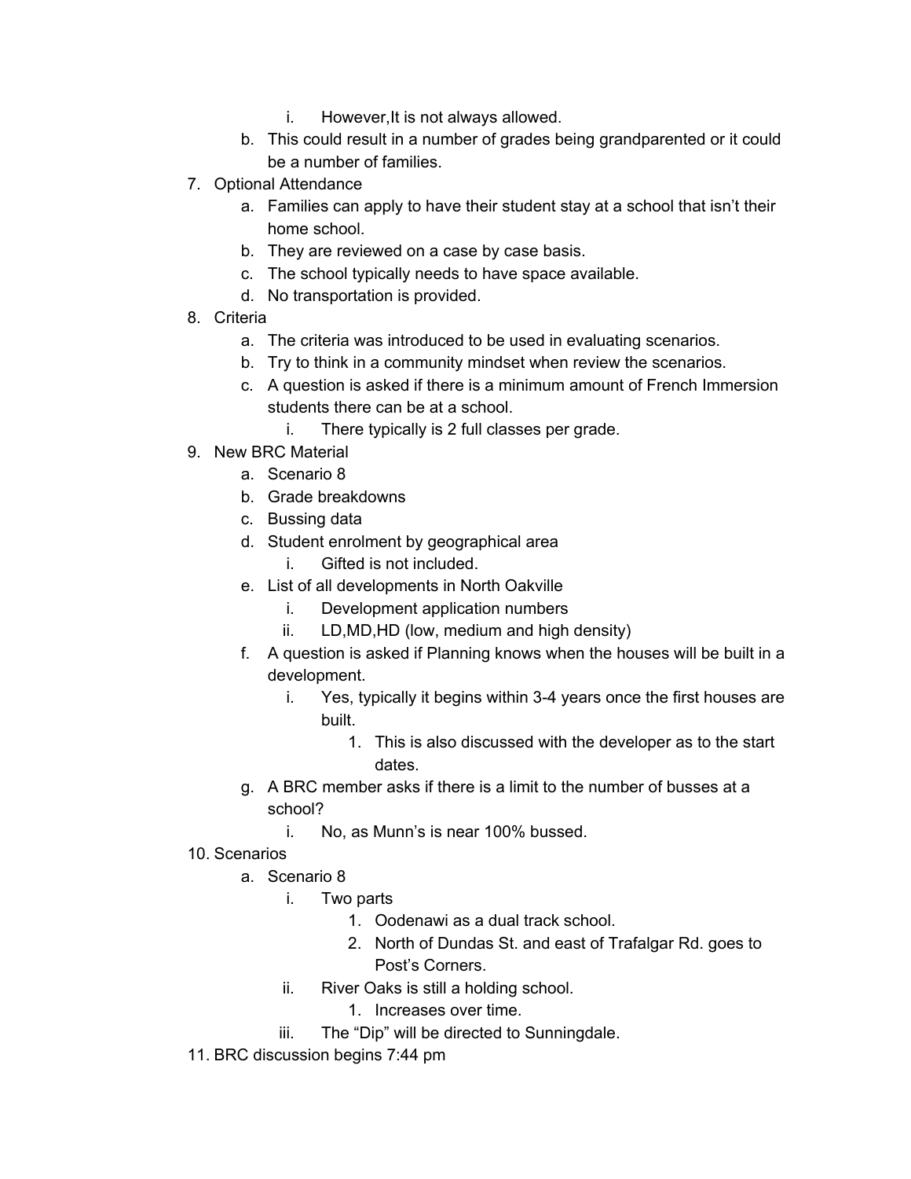i. However,It is not always allowed.
   b. This could result in a number of grades being grandparented or it could be a number of families.
7. Optional Attendance
   a. Families can apply to have their student stay at a school that isn't their home school.
   b. They are reviewed on a case by case basis.
   c. The school typically needs to have space available.
   d. No transportation is provided.
8. Criteria
   a. The criteria was introduced to be used in evaluating scenarios.
   b. Try to think in a community mindset when review the scenarios.
   c. A question is asked if there is a minimum amount of French Immersion students there can be at a school.
      i. There typically is 2 full classes per grade.
9. New BRC Material
   a. Scenario 8
   b. Grade breakdowns
   c. Bussing data
   d. Student enrolment by geographical area
      i. Gifted is not included.
   e. List of all developments in North Oakville
      i. Development application numbers
      ii. LD,MD,HD (low, medium and high density)
   f. A question is asked if Planning knows when the houses will be built in a development.
      i. Yes, typically it begins within 3-4 years once the first houses are built.
         1. This is also discussed with the developer as to the start dates.
   g. A BRC member asks if there is a limit to the number of busses at a school?
      i. No, as Munn's is near 100% bussed.
10. Scenarios
    a. Scenario 8
       i. Two parts
          1. Oodenawi as a dual track school.
          2. North of Dundas St. and east of Trafalgar Rd. goes to Post's Corners.
       ii. River Oaks is still a holding school.
          1. Increases over time.
       iii. The "Dip" will be directed to Sunningdale.
11. BRC discussion begins 7:44 pm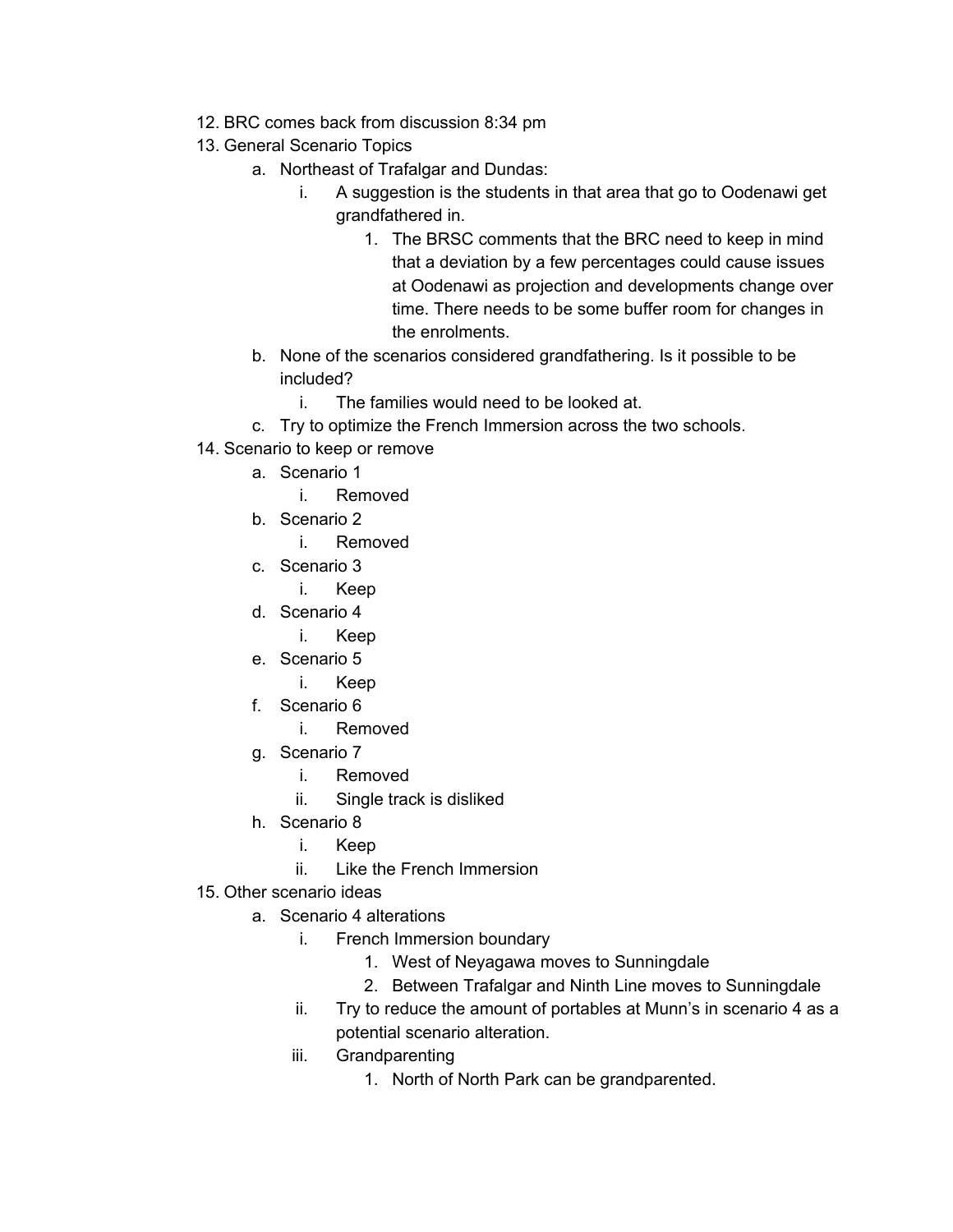12. BRC comes back from discussion 8:34 pm
13. General Scenario Topics
    a. Northeast of Trafalgar and Dundas:
        i. A suggestion is the students in that area that go to Oodenawi get grandfathered in.
            1. The BRSC comments that the BRC need to keep in mind that a deviation by a few percentages could cause issues at Oodenawi as projection and developments change over time. There needs to be some buffer room for changes in the enrolments.
    b. None of the scenarios considered grandfathering. Is it possible to be included?
        i. The families would need to be looked at.
    c. Try to optimize the French Immersion across the two schools.
14. Scenario to keep or remove
    a. Scenario 1
        i. Removed
    b. Scenario 2
        i. Removed
    c. Scenario 3
        i. Keep
    d. Scenario 4
        i. Keep
    e. Scenario 5
        i. Keep
    f. Scenario 6
        i. Removed
    g. Scenario 7
        i. Removed
        ii. Single track is disliked
    h. Scenario 8
        i. Keep
        ii. Like the French Immersion
15. Other scenario ideas
    a. Scenario 4 alterations
        i. French Immersion boundary
            1. West of Neyagawa moves to Sunningdale
            2. Between Trafalgar and Ninth Line moves to Sunningdale
        ii. Try to reduce the amount of portables at Munn's in scenario 4 as a potential scenario alteration.
        iii. Grandparenting
            1. North of North Park can be grandparented.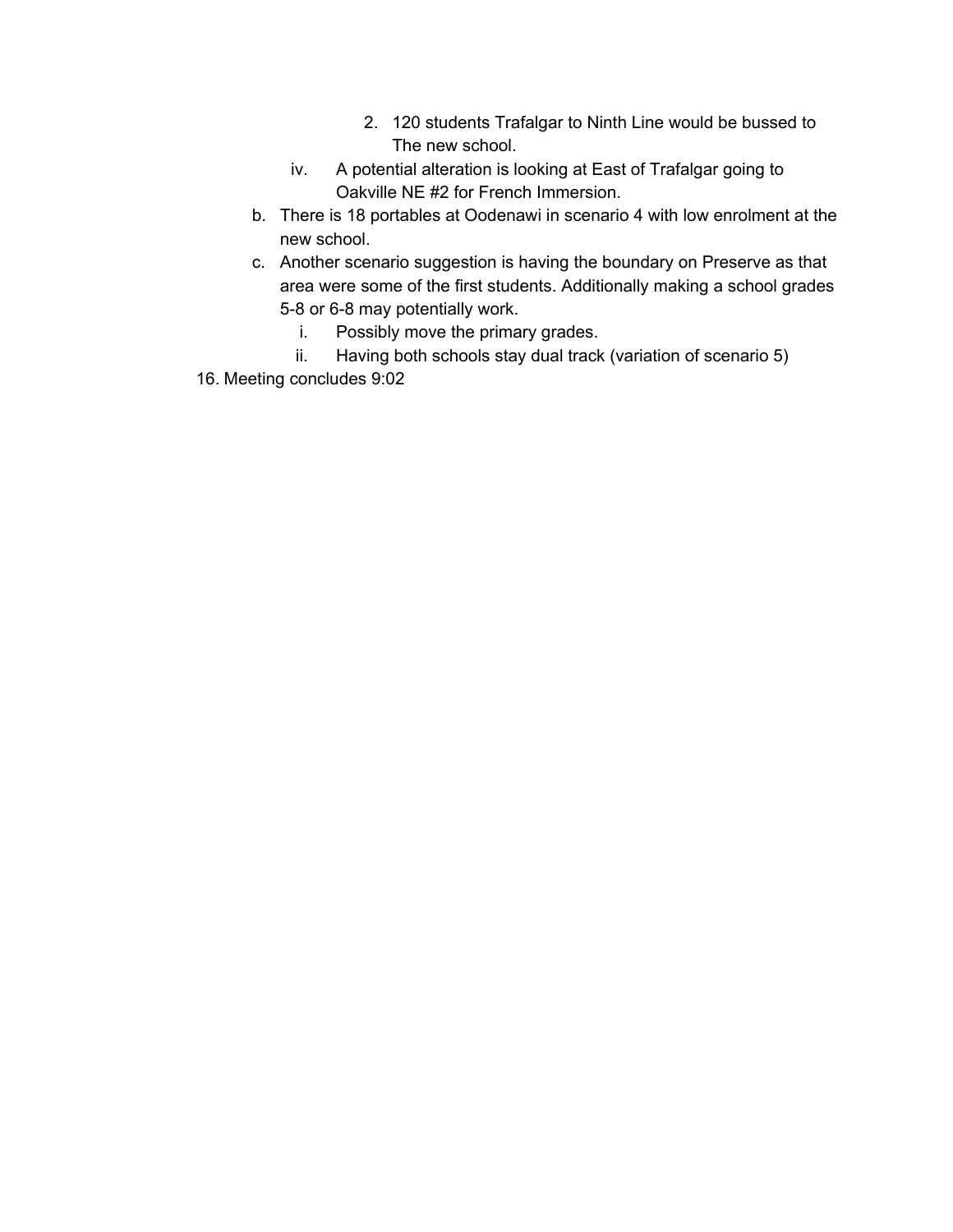2. 120 students Trafalgar to Ninth Line would be bussed to The new school.
      iv. A potential alteration is looking at East of Trafalgar going to Oakville NE #2 for French Immersion.
   b. There is 18 portables at Oodenawi in scenario 4 with low enrolment at the new school.
   c. Another scenario suggestion is having the boundary on Preserve as that area were some of the first students. Additionally making a school grades 5-8 or 6-8 may potentially work.
      i. Possibly move the primary grades.
      ii. Having both schools stay dual track (variation of scenario 5)

16. Meeting concludes 9:02